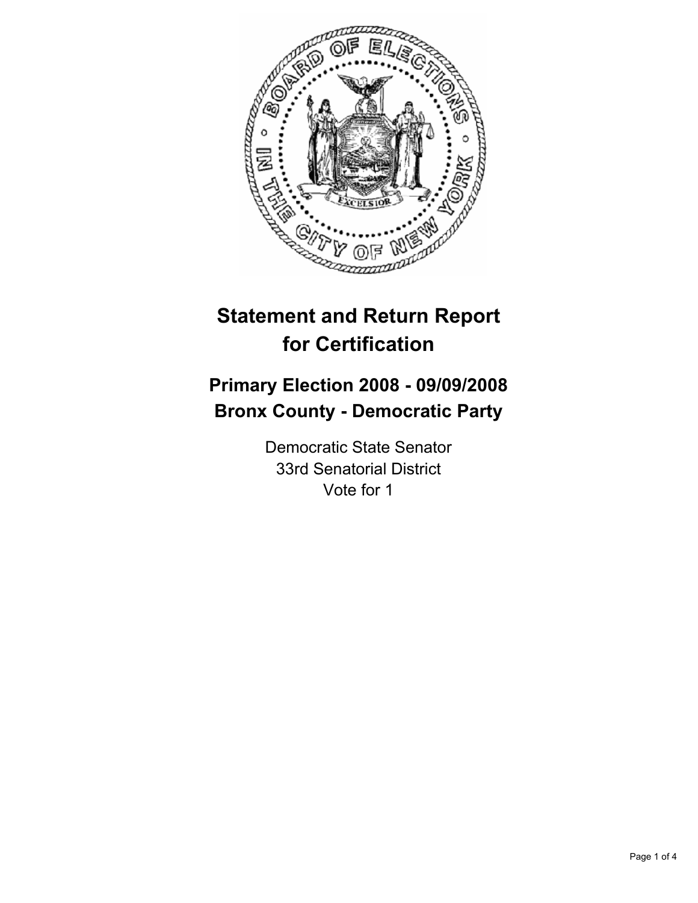# Statement and Return Report for Certification

## Primary Election 2008 - 09/09/2008
## Bronx County - Democratic Party

Democratic State Senator
33rd Senatorial District
Vote for 1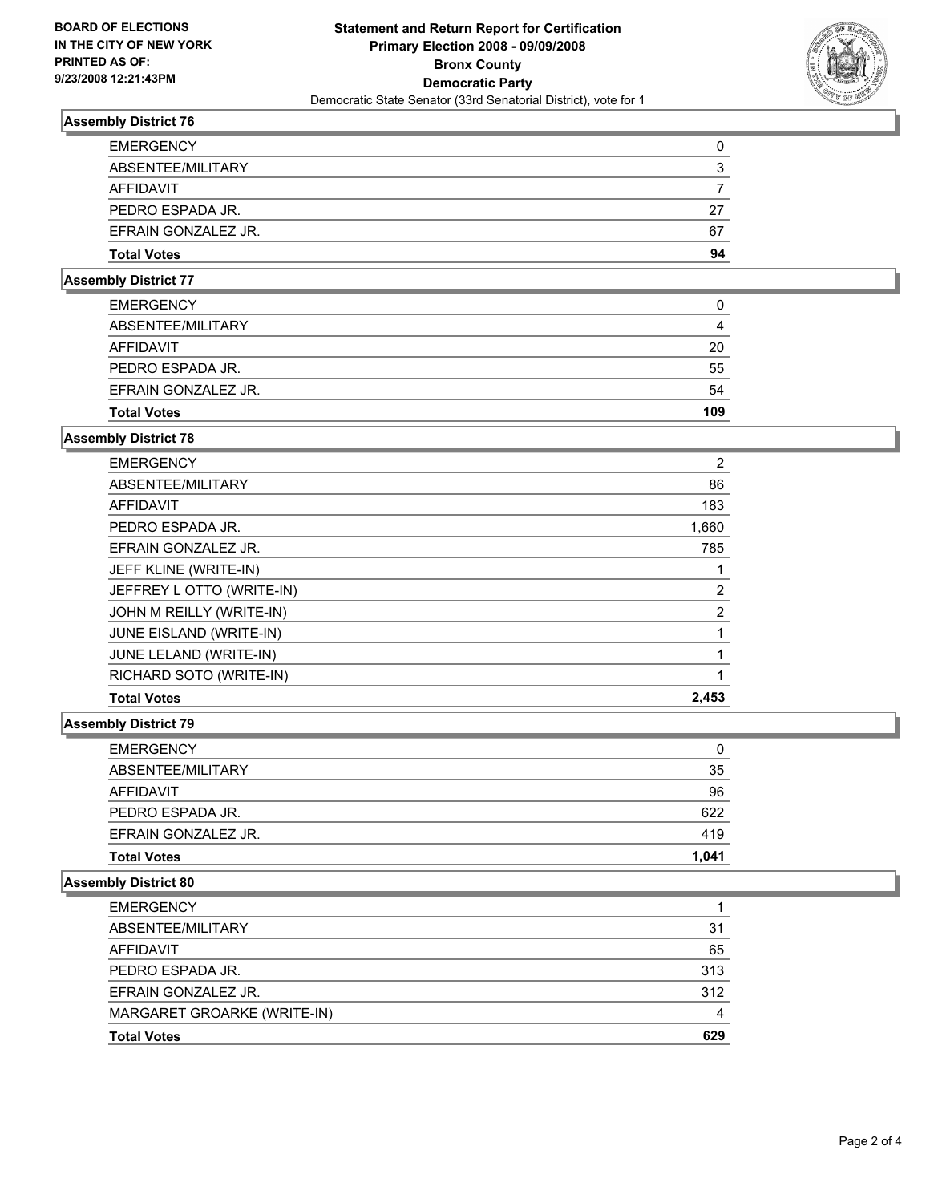**BOARD OF ELECTIONS IN THE CITY OF NEW YORK PRINTED AS OF: 9/23/2008 12:21:43PM**

**Statement and Return Report for Certification**
**Primary Election 2008 - 09/09/2008**
**Bronx County**
**Democratic Party**
Democratic State Senator (33rd Senatorial District), vote for 1

### Assembly District 76

| | |
|---|---|
| EMERGENCY | 0 |
| ABSENTEE/MILITARY | 3 |
| AFFIDAVIT | 7 |
| PEDRO ESPADA JR. | 27 |
| EFRAIN GONZALEZ JR. | 67 |
| **Total Votes** | **94** |

### Assembly District 77

| | |
|---|---|
| EMERGENCY | 0 |
| ABSENTEE/MILITARY | 4 |
| AFFIDAVIT | 20 |
| PEDRO ESPADA JR. | 55 |
| EFRAIN GONZALEZ JR. | 54 |
| **Total Votes** | **109** |

### Assembly District 78

| | |
|---|---|
| EMERGENCY | 2 |
| ABSENTEE/MILITARY | 86 |
| AFFIDAVIT | 183 |
| PEDRO ESPADA JR. | 1,660 |
| EFRAIN GONZALEZ JR. | 785 |
| JEFF KLINE (WRITE-IN) | 1 |
| JEFFREY L OTTO (WRITE-IN) | 2 |
| JOHN M REILLY (WRITE-IN) | 2 |
| JUNE EISLAND (WRITE-IN) | 1 |
| JUNE LELAND (WRITE-IN) | 1 |
| RICHARD SOTO (WRITE-IN) | 1 |
| **Total Votes** | **2,453** |

### Assembly District 79

| | |
|---|---|
| EMERGENCY | 0 |
| ABSENTEE/MILITARY | 35 |
| AFFIDAVIT | 96 |
| PEDRO ESPADA JR. | 622 |
| EFRAIN GONZALEZ JR. | 419 |
| **Total Votes** | **1,041** |

### Assembly District 80

| | |
|---|---|
| EMERGENCY | 1 |
| ABSENTEE/MILITARY | 31 |
| AFFIDAVIT | 65 |
| PEDRO ESPADA JR. | 313 |
| EFRAIN GONZALEZ JR. | 312 |
| MARGARET GROARKE (WRITE-IN) | 4 |
| **Total Votes** | **629** |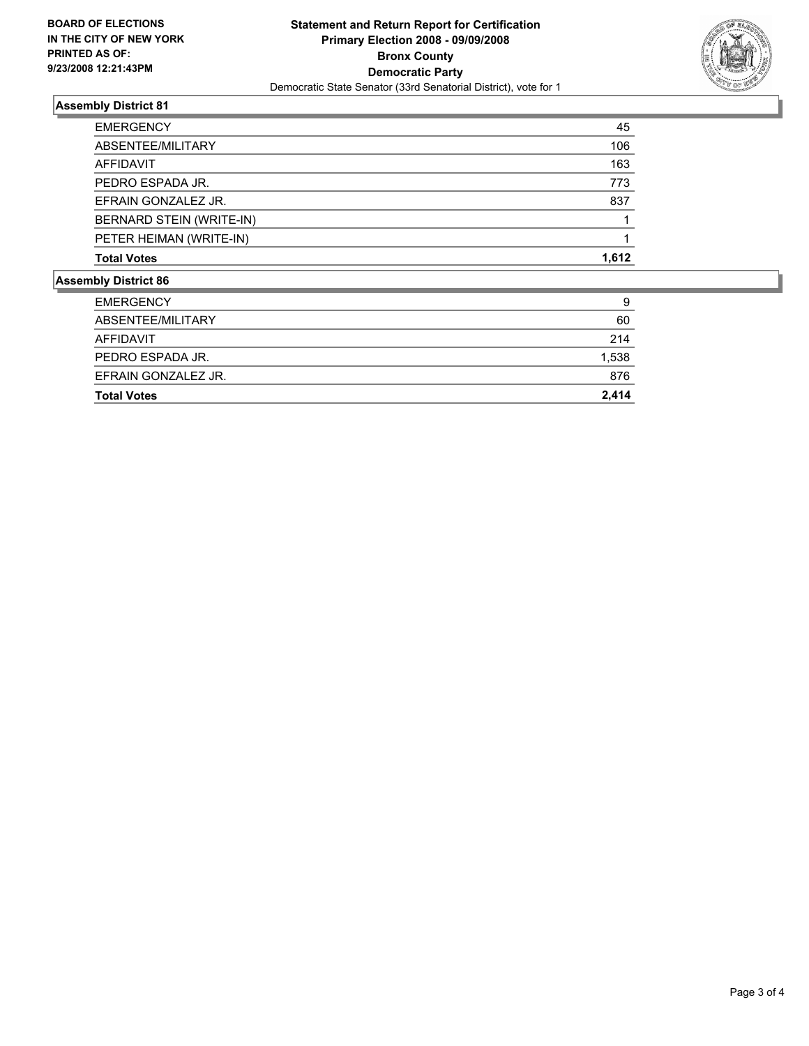**BOARD OF ELECTIONS IN THE CITY OF NEW YORK PRINTED AS OF: 9/23/2008 12:21:43PM**

# Statement and Return Report for Certification
## Primary Election 2008 - 09/09/2008
## Bronx County
## Democratic Party
Democratic State Senator (33rd Senatorial District), vote for 1

### Assembly District 81

| | |
|---|---|
| EMERGENCY | 45 |
| ABSENTEE/MILITARY | 106 |
| AFFIDAVIT | 163 |
| PEDRO ESPADA JR. | 773 |
| EFRAIN GONZALEZ JR. | 837 |
| BERNARD STEIN (WRITE-IN) | 1 |
| PETER HEIMAN (WRITE-IN) | 1 |
| **Total Votes** | **1,612** |

### Assembly District 86

| | |
|---|---|
| EMERGENCY | 9 |
| ABSENTEE/MILITARY | 60 |
| AFFIDAVIT | 214 |
| PEDRO ESPADA JR. | 1,538 |
| EFRAIN GONZALEZ JR. | 876 |
| **Total Votes** | **2,414** |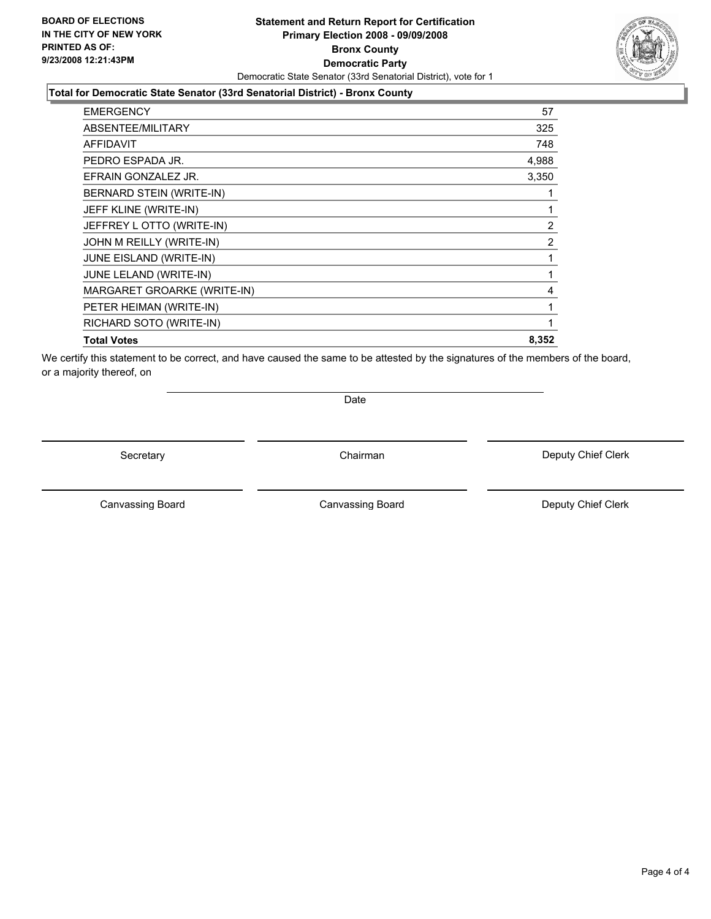**BOARD OF ELECTIONS IN THE CITY OF NEW YORK PRINTED AS OF: 9/23/2008 12:21:43PM**

# Statement and Return Report for Certification
## Primary Election 2008 - 09/09/2008
## Bronx County
## Democratic Party

Democratic State Senator (33rd Senatorial District), vote for 1

**Total for Democratic State Senator (33rd Senatorial District) - Bronx County**

| | |
|---|---|
| EMERGENCY | 57 |
| ABSENTEE/MILITARY | 325 |
| AFFIDAVIT | 748 |
| PEDRO ESPADA JR. | 4,988 |
| EFRAIN GONZALEZ JR. | 3,350 |
| BERNARD STEIN (WRITE-IN) | 1 |
| JEFF KLINE (WRITE-IN) | 1 |
| JEFFREY L OTTO (WRITE-IN) | 2 |
| JOHN M REILLY (WRITE-IN) | 2 |
| JUNE EISLAND (WRITE-IN) | 1 |
| JUNE LELAND (WRITE-IN) | 1 |
| MARGARET GROARKE (WRITE-IN) | 4 |
| PETER HEIMAN (WRITE-IN) | 1 |
| RICHARD SOTO (WRITE-IN) | 1 |
| **Total Votes** | **8,352** |

We certify this statement to be correct, and have caused the same to be attested by the signatures of the members of the board, or a majority thereof, on

Date

Secretary

Chairman

Deputy Chief Clerk

Canvassing Board

Canvassing Board

Deputy Chief Clerk